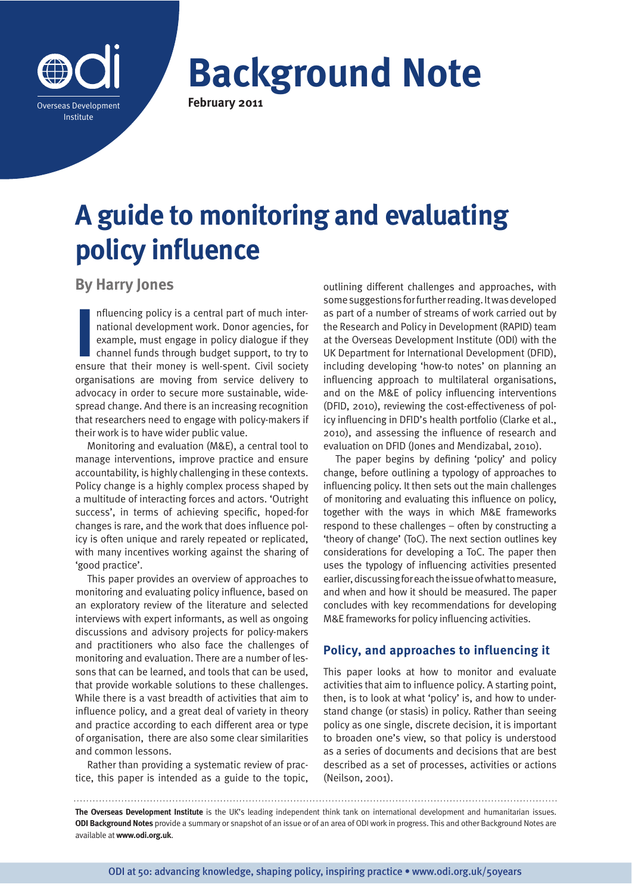# Background Note

**February 2011**

# A guide to monitoring and evaluating policy influence

## By Harry Jones

Influencing policy is a central part of much international development work. Donor agencies, for example, must engage in policy dialogue if they channel funds through budget support, to try to ensure that their money is well-spent. Civil society organisations are moving from service delivery to advocacy in order to secure more sustainable, widespread change. And there is an increasing recognition that researchers need to engage with policy-makers if their work is to have wider public value.

Monitoring and evaluation (M&E), a central tool to manage interventions, improve practice and ensure accountability, is highly challenging in these contexts. Policy change is a highly complex process shaped by a multitude of interacting forces and actors. 'Outright success', in terms of achieving specific, hoped-for changes is rare, and the work that does influence policy is often unique and rarely repeated or replicated, with many incentives working against the sharing of 'good practice'.

This paper provides an overview of approaches to monitoring and evaluating policy influence, based on an exploratory review of the literature and selected interviews with expert informants, as well as ongoing discussions and advisory projects for policy-makers and practitioners who also face the challenges of monitoring and evaluation. There are a number of lessons that can be learned, and tools that can be used, that provide workable solutions to these challenges. While there is a vast breadth of activities that aim to influence policy, and a great deal of variety in theory and practice according to each different area or type of organisation, there are also some clear similarities and common lessons.

Rather than providing a systematic review of practice, this paper is intended as a guide to the topic, outlining different challenges and approaches, with some suggestions for further reading. It was developed as part of a number of streams of work carried out by the Research and Policy in Development (RAPID) team at the Overseas Development Institute (ODI) with the UK Department for International Development (DFID), including developing 'how-to notes' on planning an influencing approach to multilateral organisations, and on the M&E of policy influencing interventions (DFID, 2010), reviewing the cost-effectiveness of policy influencing in DFID's health portfolio (Clarke et al., 2010), and assessing the influence of research and evaluation on DFID (Jones and Mendizabal, 2010).

The paper begins by defining 'policy' and policy change, before outlining a typology of approaches to influencing policy. It then sets out the main challenges of monitoring and evaluating this influence on policy, together with the ways in which M&E frameworks respond to these challenges – often by constructing a 'theory of change' (ToC). The next section outlines key considerations for developing a ToC. The paper then uses the typology of influencing activities presented earlier, discussing for each the issue of what to measure, and when and how it should be measured. The paper concludes with key recommendations for developing M&E frameworks for policy influencing activities.

## Policy, and approaches to influencing it

This paper looks at how to monitor and evaluate activities that aim to influence policy. A starting point, then, is to look at what 'policy' is, and how to understand change (or stasis) in policy. Rather than seeing policy as one single, discrete decision, it is important to broaden one's view, so that policy is understood as a series of documents and decisions that are best described as a set of processes, activities or actions (Neilson, 2001).

**The Overseas Development Institute** is the UK's leading independent think tank on international development and humanitarian issues. **ODI Background Notes** provide a summary or snapshot of an issue or of an area of ODI work in progress. This and other Background Notes are available at **www.odi.org.uk**.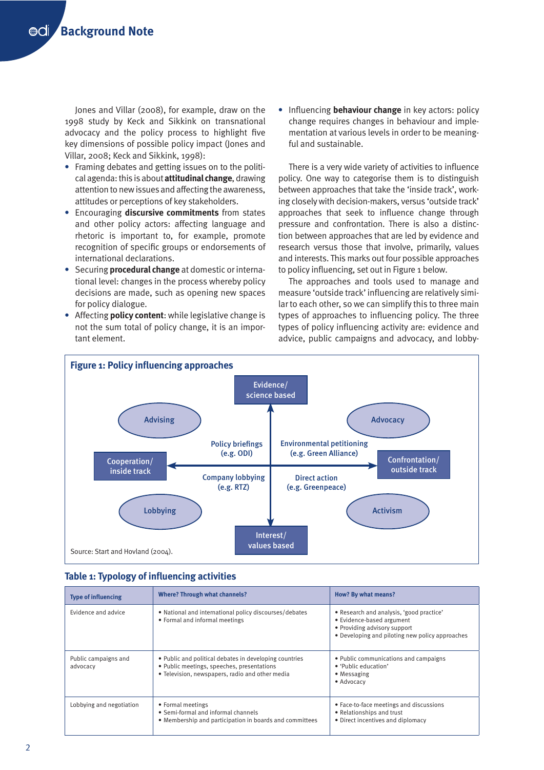Jones and Villar (2008), for example, draw on the 1998 study by Keck and Sikkink on transnational advocacy and the policy process to highlight five key dimensions of possible policy impact (Jones and Villar, 2008; Keck and Sikkink, 1998):

- Framing debates and getting issues on to the political agenda: this is about **attitudinal change**, drawing attention to new issues and affecting the awareness, attitudes or perceptions of key stakeholders.
- Encouraging **discursive commitments** from states and other policy actors: affecting language and rhetoric is important to, for example, promote recognition of specific groups or endorsements of international declarations.
- Securing **procedural change** at domestic or international level: changes in the process whereby policy decisions are made, such as opening new spaces for policy dialogue.
- Affecting **policy content**: while legislative change is not the sum total of policy change, it is an important element.
- Influencing **behaviour change** in key actors: policy change requires changes in behaviour and implementation at various levels in order to be meaningful and sustainable.

There is a very wide variety of activities to influence policy. One way to categorise them is to distinguish between approaches that take the 'inside track', working closely with decision-makers, versus 'outside track' approaches that seek to influence change through pressure and confrontation. There is also a distinction between approaches that are led by evidence and research versus those that involve, primarily, values and interests. This marks out four possible approaches to policy influencing, set out in Figure 1 below.

The approaches and tools used to manage and measure 'outside track' influencing are relatively similar to each other, so we can simplify this to three main types of approaches to influencing policy. The three types of policy influencing activity are: evidence and advice, public campaigns and advocacy, and lobby-

**Figure 1: Policy influencing approaches**

- Vertical axis: Evidence/science based (top) — Interest/values based (bottom)
- Horizontal axis: Cooperation/inside track (left) — Confrontation/outside track (right)
- Top-left quadrant: Advising — Policy briefings (e.g. ODI)
- Top-right quadrant: Advocacy — Environmental petitioning (e.g. Green Alliance)
- Bottom-left quadrant: Lobbying — Company lobbying (e.g. RTZ)
- Bottom-right quadrant: Activism — Direct action (e.g. Greenpeace)

Source: Start and Hovland (2004).

**Table 1: Typology of influencing activities**

| Type of influencing | Where? Through what channels? | How? By what means? |
|---|---|---|
| Evidence and advice | • National and international policy discourses/debates<br>• Formal and informal meetings | • Research and analysis, 'good practice'<br>• Evidence-based argument<br>• Providing advisory support<br>• Developing and piloting new policy approaches |
| Public campaigns and advocacy | • Public and political debates in developing countries<br>• Public meetings, speeches, presentations<br>• Television, newspapers, radio and other media | • Public communications and campaigns<br>• 'Public education'<br>• Messaging<br>• Advocacy |
| Lobbying and negotiation | • Formal meetings<br>• Semi-formal and informal channels<br>• Membership and participation in boards and committees | • Face-to-face meetings and discussions<br>• Relationships and trust<br>• Direct incentives and diplomacy |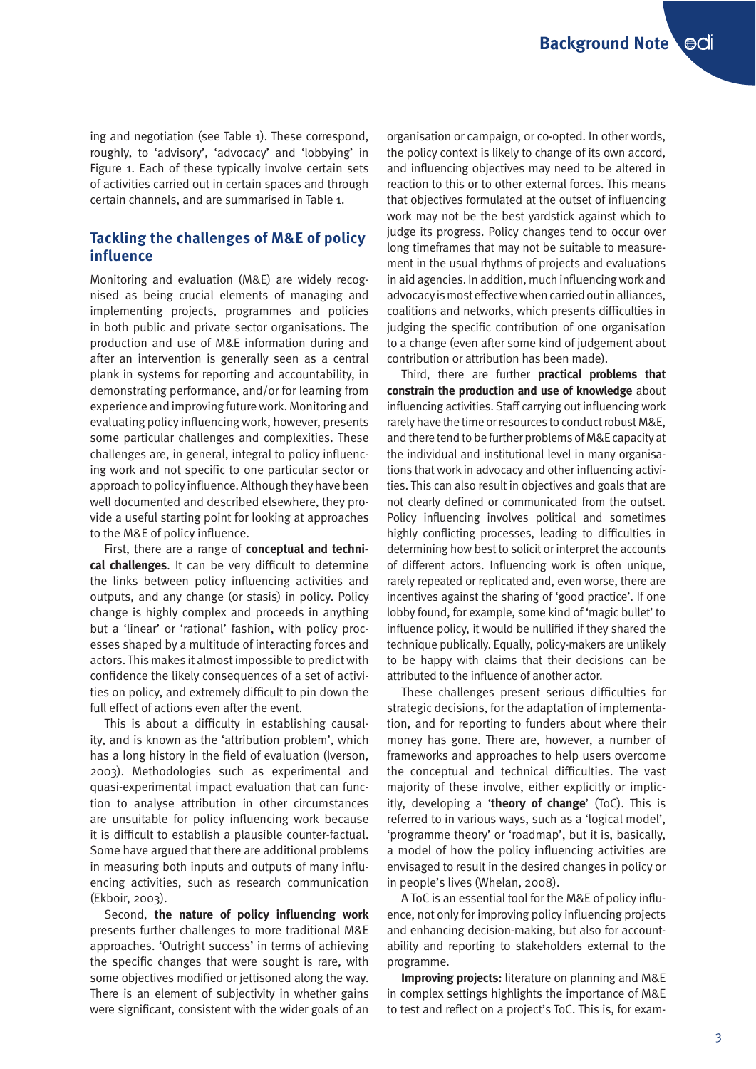ing and negotiation (see Table 1). These correspond, roughly, to 'advisory', 'advocacy' and 'lobbying' in Figure 1. Each of these typically involve certain sets of activities carried out in certain spaces and through certain channels, and are summarised in Table 1.

## Tackling the challenges of M&E of policy influence

Monitoring and evaluation (M&E) are widely recognised as being crucial elements of managing and implementing projects, programmes and policies in both public and private sector organisations. The production and use of M&E information during and after an intervention is generally seen as a central plank in systems for reporting and accountability, in demonstrating performance, and/or for learning from experience and improving future work. Monitoring and evaluating policy influencing work, however, presents some particular challenges and complexities. These challenges are, in general, integral to policy influencing work and not specific to one particular sector or approach to policy influence. Although they have been well documented and described elsewhere, they provide a useful starting point for looking at approaches to the M&E of policy influence.

First, there are a range of **conceptual and technical challenges**. It can be very difficult to determine the links between policy influencing activities and outputs, and any change (or stasis) in policy. Policy change is highly complex and proceeds in anything but a 'linear' or 'rational' fashion, with policy processes shaped by a multitude of interacting forces and actors. This makes it almost impossible to predict with confidence the likely consequences of a set of activities on policy, and extremely difficult to pin down the full effect of actions even after the event.

This is about a difficulty in establishing causality, and is known as the 'attribution problem', which has a long history in the field of evaluation (Iverson, 2003). Methodologies such as experimental and quasi-experimental impact evaluation that can function to analyse attribution in other circumstances are unsuitable for policy influencing work because it is difficult to establish a plausible counter-factual. Some have argued that there are additional problems in measuring both inputs and outputs of many influencing activities, such as research communication (Ekboir, 2003).

Second, **the nature of policy influencing work** presents further challenges to more traditional M&E approaches. 'Outright success' in terms of achieving the specific changes that were sought is rare, with some objectives modified or jettisoned along the way. There is an element of subjectivity in whether gains were significant, consistent with the wider goals of an organisation or campaign, or co-opted. In other words, the policy context is likely to change of its own accord, and influencing objectives may need to be altered in reaction to this or to other external forces. This means that objectives formulated at the outset of influencing work may not be the best yardstick against which to judge its progress. Policy changes tend to occur over long timeframes that may not be suitable to measurement in the usual rhythms of projects and evaluations in aid agencies. In addition, much influencing work and advocacy is most effective when carried out in alliances, coalitions and networks, which presents difficulties in judging the specific contribution of one organisation to a change (even after some kind of judgement about contribution or attribution has been made).

Third, there are further **practical problems that constrain the production and use of knowledge** about influencing activities. Staff carrying out influencing work rarely have the time or resources to conduct robust M&E, and there tend to be further problems of M&E capacity at the individual and institutional level in many organisations that work in advocacy and other influencing activities. This can also result in objectives and goals that are not clearly defined or communicated from the outset. Policy influencing involves political and sometimes highly conflicting processes, leading to difficulties in determining how best to solicit or interpret the accounts of different actors. Influencing work is often unique, rarely repeated or replicated and, even worse, there are incentives against the sharing of 'good practice'. If one lobby found, for example, some kind of 'magic bullet' to influence policy, it would be nullified if they shared the technique publicly. Equally, policy-makers are unlikely to be happy with claims that their decisions can be attributed to the influence of another actor.

These challenges present serious difficulties for strategic decisions, for the adaptation of implementation, and for reporting to funders about where their money has gone. There are, however, a number of frameworks and approaches to help users overcome the conceptual and technical difficulties. The vast majority of these involve, either explicitly or implicitly, developing a '**theory of change**' (ToC). This is referred to in various ways, such as a 'logical model', 'programme theory' or 'roadmap', but it is, basically, a model of how the policy influencing activities are envisaged to result in the desired changes in policy or in people's lives (Whelan, 2008).

A ToC is an essential tool for the M&E of policy influence, not only for improving policy influencing projects and enhancing decision-making, but also for accountability and reporting to stakeholders external to the programme.

**Improving projects:** literature on planning and M&E in complex settings highlights the importance of M&E to test and reflect on a project's ToC. This is, for exam-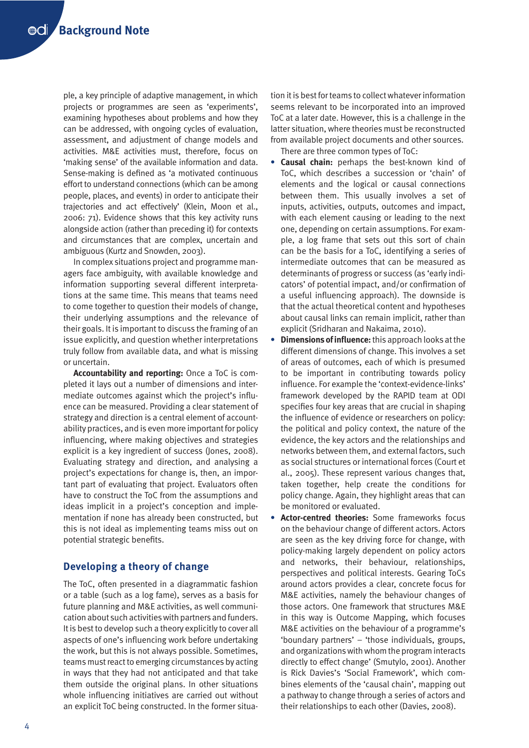ple, a key principle of adaptive management, in which projects or programmes are seen as 'experiments', examining hypotheses about problems and how they can be addressed, with ongoing cycles of evaluation, assessment, and adjustment of change models and activities. M&E activities must, therefore, focus on 'making sense' of the available information and data. Sense-making is defined as 'a motivated continuous effort to understand connections (which can be among people, places, and events) in order to anticipate their trajectories and act effectively' (Klein, Moon et al., 2006: 71). Evidence shows that this key activity runs alongside action (rather than preceding it) for contexts and circumstances that are complex, uncertain and ambiguous (Kurtz and Snowden, 2003).

In complex situations project and programme managers face ambiguity, with available knowledge and information supporting several different interpretations at the same time. This means that teams need to come together to question their models of change, their underlying assumptions and the relevance of their goals. It is important to discuss the framing of an issue explicitly, and question whether interpretations truly follow from available data, and what is missing or uncertain.

**Accountability and reporting:** Once a ToC is completed it lays out a number of dimensions and intermediate outcomes against which the project's influence can be measured. Providing a clear statement of strategy and direction is a central element of accountability practices, and is even more important for policy influencing, where making objectives and strategies explicit is a key ingredient of success (Jones, 2008). Evaluating strategy and direction, and analysing a project's expectations for change is, then, an important part of evaluating that project. Evaluators often have to construct the ToC from the assumptions and ideas implicit in a project's conception and implementation if none has already been constructed, but this is not ideal as implementing teams miss out on potential strategic benefits.

## Developing a theory of change

The ToC, often presented in a diagrammatic fashion or a table (such as a log fame), serves as a basis for future planning and M&E activities, as well communication about such activities with partners and funders. It is best to develop such a theory explicitly to cover all aspects of one's influencing work before undertaking the work, but this is not always possible. Sometimes, teams must react to emerging circumstances by acting in ways that they had not anticipated and that take them outside the original plans. In other situations whole influencing initiatives are carried out without an explicit ToC being constructed. In the former situation it is best for teams to collect whatever information seems relevant to be incorporated into an improved ToC at a later date. However, this is a challenge in the latter situation, where theories must be reconstructed from available project documents and other sources.

There are three common types of ToC:

- **Causal chain:** perhaps the best-known kind of ToC, which describes a succession or 'chain' of elements and the logical or causal connections between them. This usually involves a set of inputs, activities, outputs, outcomes and impact, with each element causing or leading to the next one, depending on certain assumptions. For example, a log frame that sets out this sort of chain can be the basis for a ToC, identifying a series of intermediate outcomes that can be measured as determinants of progress or success (as 'early indicators' of potential impact, and/or confirmation of a useful influencing approach). The downside is that the actual theoretical content and hypotheses about causal links can remain implicit, rather than explicit (Sridharan and Nakaima, 2010).
- **Dimensions of influence:** this approach looks at the different dimensions of change. This involves a set of areas of outcomes, each of which is presumed to be important in contributing towards policy influence. For example the 'context-evidence-links' framework developed by the RAPID team at ODI specifies four key areas that are crucial in shaping the influence of evidence or researchers on policy: the political and policy context, the nature of the evidence, the key actors and the relationships and networks between them, and external factors, such as social structures or international forces (Court et al., 2005). These represent various changes that, taken together, help create the conditions for policy change. Again, they highlight areas that can be monitored or evaluated.
- **Actor-centred theories:** Some frameworks focus on the behaviour change of different actors. Actors are seen as the key driving force for change, with policy-making largely dependent on policy actors and networks, their behaviour, relationships, perspectives and political interests. Gearing ToCs around actors provides a clear, concrete focus for M&E activities, namely the behaviour changes of those actors. One framework that structures M&E in this way is Outcome Mapping, which focuses M&E activities on the behaviour of a programme's 'boundary partners' – 'those individuals, groups, and organizations with whom the program interacts directly to effect change' (Smutylo, 2001). Another is Rick Davies's 'Social Framework', which combines elements of the 'causal chain', mapping out a pathway to change through a series of actors and their relationships to each other (Davies, 2008).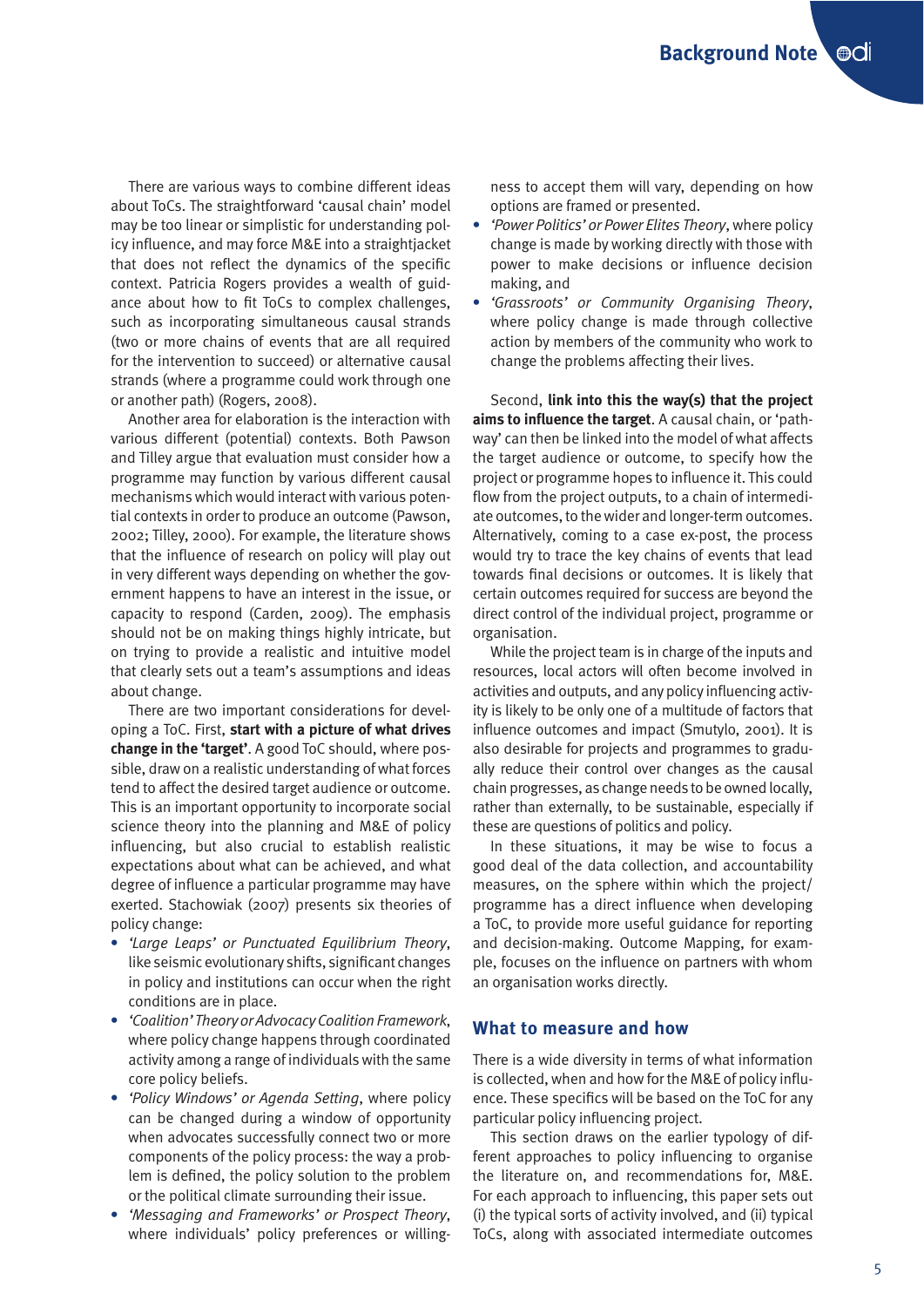There are various ways to combine different ideas about ToCs. The straightforward 'causal chain' model may be too linear or simplistic for understanding policy influence, and may force M&E into a straightjacket that does not reflect the dynamics of the specific context. Patricia Rogers provides a wealth of guidance about how to fit ToCs to complex challenges, such as incorporating simultaneous causal strands (two or more chains of events that are all required for the intervention to succeed) or alternative causal strands (where a programme could work through one or another path) (Rogers, 2008).

Another area for elaboration is the interaction with various different (potential) contexts. Both Pawson and Tilley argue that evaluation must consider how a programme may function by various different causal mechanisms which would interact with various potential contexts in order to produce an outcome (Pawson, 2002; Tilley, 2000). For example, the literature shows that the influence of research on policy will play out in very different ways depending on whether the government happens to have an interest in the issue, or capacity to respond (Carden, 2009). The emphasis should not be on making things highly intricate, but on trying to provide a realistic and intuitive model that clearly sets out a team's assumptions and ideas about change.

There are two important considerations for developing a ToC. First, **start with a picture of what drives change in the 'target'**. A good ToC should, where possible, draw on a realistic understanding of what forces tend to affect the desired target audience or outcome. This is an important opportunity to incorporate social science theory into the planning and M&E of policy influencing, but also crucial to establish realistic expectations about what can be achieved, and what degree of influence a particular programme may have exerted. Stachowiak (2007) presents six theories of policy change:

- *'Large Leaps' or Punctuated Equilibrium Theory*, like seismic evolutionary shifts, significant changes in policy and institutions can occur when the right conditions are in place.
- *'Coalition' Theory or Advocacy Coalition Framework*, where policy change happens through coordinated activity among a range of individuals with the same core policy beliefs.
- *'Policy Windows' or Agenda Setting*, where policy can be changed during a window of opportunity when advocates successfully connect two or more components of the policy process: the way a problem is defined, the policy solution to the problem or the political climate surrounding their issue.
- *'Messaging and Frameworks' or Prospect Theory*, where individuals' policy preferences or willingness to accept them will vary, depending on how options are framed or presented.
- *'Power Politics' or Power Elites Theory*, where policy change is made by working directly with those with power to make decisions or influence decision making, and
- *'Grassroots' or Community Organising Theory*, where policy change is made through collective action by members of the community who work to change the problems affecting their lives.

Second, **link into this the way(s) that the project aims to influence the target**. A causal chain, or 'pathway' can then be linked into the model of what affects the target audience or outcome, to specify how the project or programme hopes to influence it. This could flow from the project outputs, to a chain of intermediate outcomes, to the wider and longer-term outcomes. Alternatively, coming to a case ex-post, the process would try to trace the key chains of events that lead towards final decisions or outcomes. It is likely that certain outcomes required for success are beyond the direct control of the individual project, programme or organisation.

While the project team is in charge of the inputs and resources, local actors will often become involved in activities and outputs, and any policy influencing activity is likely to be only one of a multitude of factors that influence outcomes and impact (Smutylo, 2001). It is also desirable for projects and programmes to gradually reduce their control over changes as the causal chain progresses, as change needs to be owned locally, rather than externally, to be sustainable, especially if these are questions of politics and policy.

In these situations, it may be wise to focus a good deal of the data collection, and accountability measures, on the sphere within which the project/programme has a direct influence when developing a ToC, to provide more useful guidance for reporting and decision-making. Outcome Mapping, for example, focuses on the influence on partners with whom an organisation works directly.

## What to measure and how

There is a wide diversity in terms of what information is collected, when and how for the M&E of policy influence. These specifics will be based on the ToC for any particular policy influencing project.

This section draws on the earlier typology of different approaches to policy influencing to organise the literature on, and recommendations for, M&E. For each approach to influencing, this paper sets out (i) the typical sorts of activity involved, and (ii) typical ToCs, along with associated intermediate outcomes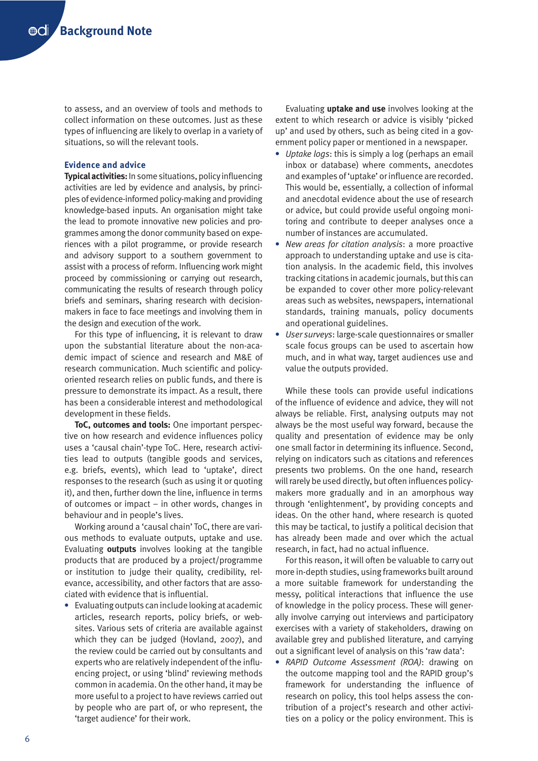to assess, and an overview of tools and methods to collect information on these outcomes. Just as these types of influencing are likely to overlap in a variety of situations, so will the relevant tools.

### Evidence and advice

**Typical activities:** In some situations, policy influencing activities are led by evidence and analysis, by principles of evidence-informed policy-making and providing knowledge-based inputs. An organisation might take the lead to promote innovative new policies and programmes among the donor community based on experiences with a pilot programme, or provide research and advisory support to a southern government to assist with a process of reform. Influencing work might proceed by commissioning or carrying out research, communicating the results of research through policy briefs and seminars, sharing research with decision-makers in face to face meetings and involving them in the design and execution of the work.

For this type of influencing, it is relevant to draw upon the substantial literature about the non-academic impact of science and research and M&E of research communication. Much scientific and policy-oriented research relies on public funds, and there is pressure to demonstrate its impact. As a result, there has been a considerable interest and methodological development in these fields.

**ToC, outcomes and tools:** One important perspective on how research and evidence influences policy uses a 'causal chain'-type ToC. Here, research activities lead to outputs (tangible goods and services, e.g. briefs, events), which lead to 'uptake', direct responses to the research (such as using it or quoting it), and then, further down the line, influence in terms of outcomes or impact – in other words, changes in behaviour and in people's lives.

Working around a 'causal chain' ToC, there are various methods to evaluate outputs, uptake and use. Evaluating **outputs** involves looking at the tangible products that are produced by a project/programme or institution to judge their quality, credibility, relevance, accessibility, and other factors that are associated with evidence that is influential.

- Evaluating outputs can include looking at academic articles, research reports, policy briefs, or websites. Various sets of criteria are available against which they can be judged (Hovland, 2007), and the review could be carried out by consultants and experts who are relatively independent of the influencing project, or using 'blind' reviewing methods common in academia. On the other hand, it may be more useful to a project to have reviews carried out by people who are part of, or who represent, the 'target audience' for their work.

Evaluating **uptake and use** involves looking at the extent to which research or advice is visibly 'picked up' and used by others, such as being cited in a government policy paper or mentioned in a newspaper.

- *Uptake logs*: this is simply a log (perhaps an email inbox or database) where comments, anecdotes and examples of 'uptake' or influence are recorded. This would be, essentially, a collection of informal and anecdotal evidence about the use of research or advice, but could provide useful ongoing monitoring and contribute to deeper analyses once a number of instances are accumulated.
- *New areas for citation analysis*: a more proactive approach to understanding uptake and use is citation analysis. In the academic field, this involves tracking citations in academic journals, but this can be expanded to cover other more policy-relevant areas such as websites, newspapers, international standards, training manuals, policy documents and operational guidelines.
- *User surveys*: large-scale questionnaires or smaller scale focus groups can be used to ascertain how much, and in what way, target audiences use and value the outputs provided.

While these tools can provide useful indications of the influence of evidence and advice, they will not always be reliable. First, analysing outputs may not always be the most useful way forward, because the quality and presentation of evidence may be only one small factor in determining its influence. Second, relying on indicators such as citations and references presents two problems. On the one hand, research will rarely be used directly, but often influences policy-makers more gradually and in an amorphous way through 'enlightenment', by providing concepts and ideas. On the other hand, where research is quoted this may be tactical, to justify a political decision that has already been made and over which the actual research, in fact, had no actual influence.

For this reason, it will often be valuable to carry out more in-depth studies, using frameworks built around a more suitable framework for understanding the messy, political interactions that influence the use of knowledge in the policy process. These will generally involve carrying out interviews and participatory exercises with a variety of stakeholders, drawing on available grey and published literature, and carrying out a significant level of analysis on this 'raw data':

- *RAPID Outcome Assessment (ROA)*: drawing on the outcome mapping tool and the RAPID group's framework for understanding the influence of research on policy, this tool helps assess the contribution of a project's research and other activities on a policy or the policy environment. This is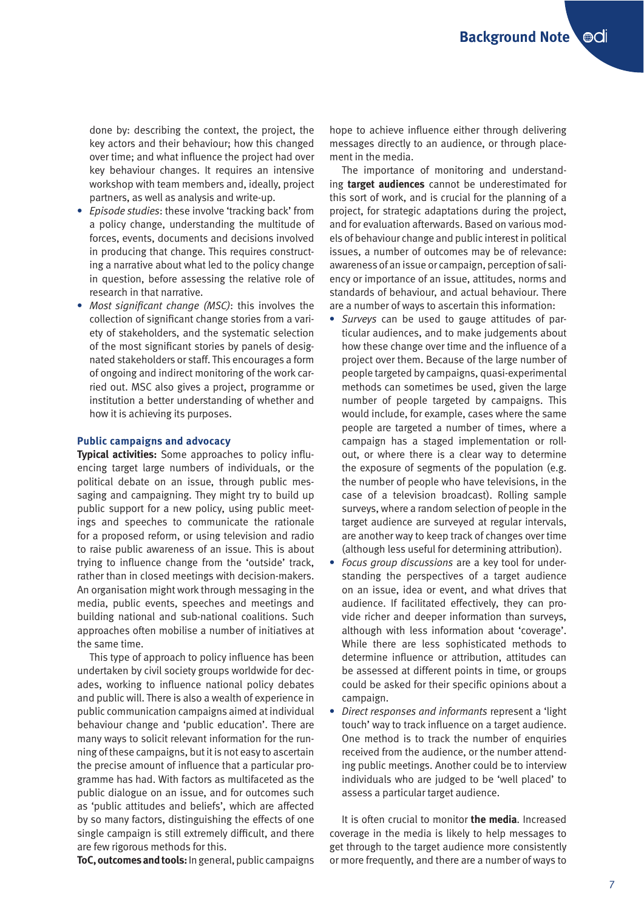done by: describing the context, the project, the key actors and their behaviour; how this changed over time; and what influence the project had over key behaviour changes. It requires an intensive workshop with team members and, ideally, project partners, as well as analysis and write-up.

- *Episode studies*: these involve 'tracking back' from a policy change, understanding the multitude of forces, events, documents and decisions involved in producing that change. This requires constructing a narrative about what led to the policy change in question, before assessing the relative role of research in that narrative.
- *Most significant change (MSC)*: this involves the collection of significant change stories from a variety of stakeholders, and the systematic selection of the most significant stories by panels of designated stakeholders or staff. This encourages a form of ongoing and indirect monitoring of the work carried out. MSC also gives a project, programme or institution a better understanding of whether and how it is achieving its purposes.

### Public campaigns and advocacy

**Typical activities:** Some approaches to policy influencing target large numbers of individuals, or the political debate on an issue, through public messaging and campaigning. They might try to build up public support for a new policy, using public meetings and speeches to communicate the rationale for a proposed reform, or using television and radio to raise public awareness of an issue. This is about trying to influence change from the 'outside' track, rather than in closed meetings with decision-makers. An organisation might work through messaging in the media, public events, speeches and meetings and building national and sub-national coalitions. Such approaches often mobilise a number of initiatives at the same time.

This type of approach to policy influence has been undertaken by civil society groups worldwide for decades, working to influence national policy debates and public will. There is also a wealth of experience in public communication campaigns aimed at individual behaviour change and 'public education'. There are many ways to solicit relevant information for the running of these campaigns, but it is not easy to ascertain the precise amount of influence that a particular programme has had. With factors as multifaceted as the public dialogue on an issue, and for outcomes such as 'public attitudes and beliefs', which are affected by so many factors, distinguishing the effects of one single campaign is still extremely difficult, and there are few rigorous methods for this.

**ToC, outcomes and tools:** In general, public campaigns hope to achieve influence either through delivering messages directly to an audience, or through placement in the media.

The importance of monitoring and understanding **target audiences** cannot be underestimated for this sort of work, and is crucial for the planning of a project, for strategic adaptations during the project, and for evaluation afterwards. Based on various models of behaviour change and public interest in political issues, a number of outcomes may be of relevance: awareness of an issue or campaign, perception of saliency or importance of an issue, attitudes, norms and standards of behaviour, and actual behaviour. There are a number of ways to ascertain this information:

- *Surveys* can be used to gauge attitudes of particular audiences, and to make judgements about how these change over time and the influence of a project over them. Because of the large number of people targeted by campaigns, quasi-experimental methods can sometimes be used, given the large number of people targeted by campaigns. This would include, for example, cases where the same people are targeted a number of times, where a campaign has a staged implementation or roll-out, or where there is a clear way to determine the exposure of segments of the population (e.g. the number of people who have televisions, in the case of a television broadcast). Rolling sample surveys, where a random selection of people in the target audience are surveyed at regular intervals, are another way to keep track of changes over time (although less useful for determining attribution).
- *Focus group discussions* are a key tool for understanding the perspectives of a target audience on an issue, idea or event, and what drives that audience. If facilitated effectively, they can provide richer and deeper information than surveys, although with less information about 'coverage'. While there are less sophisticated methods to determine influence or attribution, attitudes can be assessed at different points in time, or groups could be asked for their specific opinions about a campaign.
- *Direct responses and informants* represent a 'light touch' way to track influence on a target audience. One method is to track the number of enquiries received from the audience, or the number attending public meetings. Another could be to interview individuals who are judged to be 'well placed' to assess a particular target audience.

It is often crucial to monitor **the media**. Increased coverage in the media is likely to help messages to get through to the target audience more consistently or more frequently, and there are a number of ways to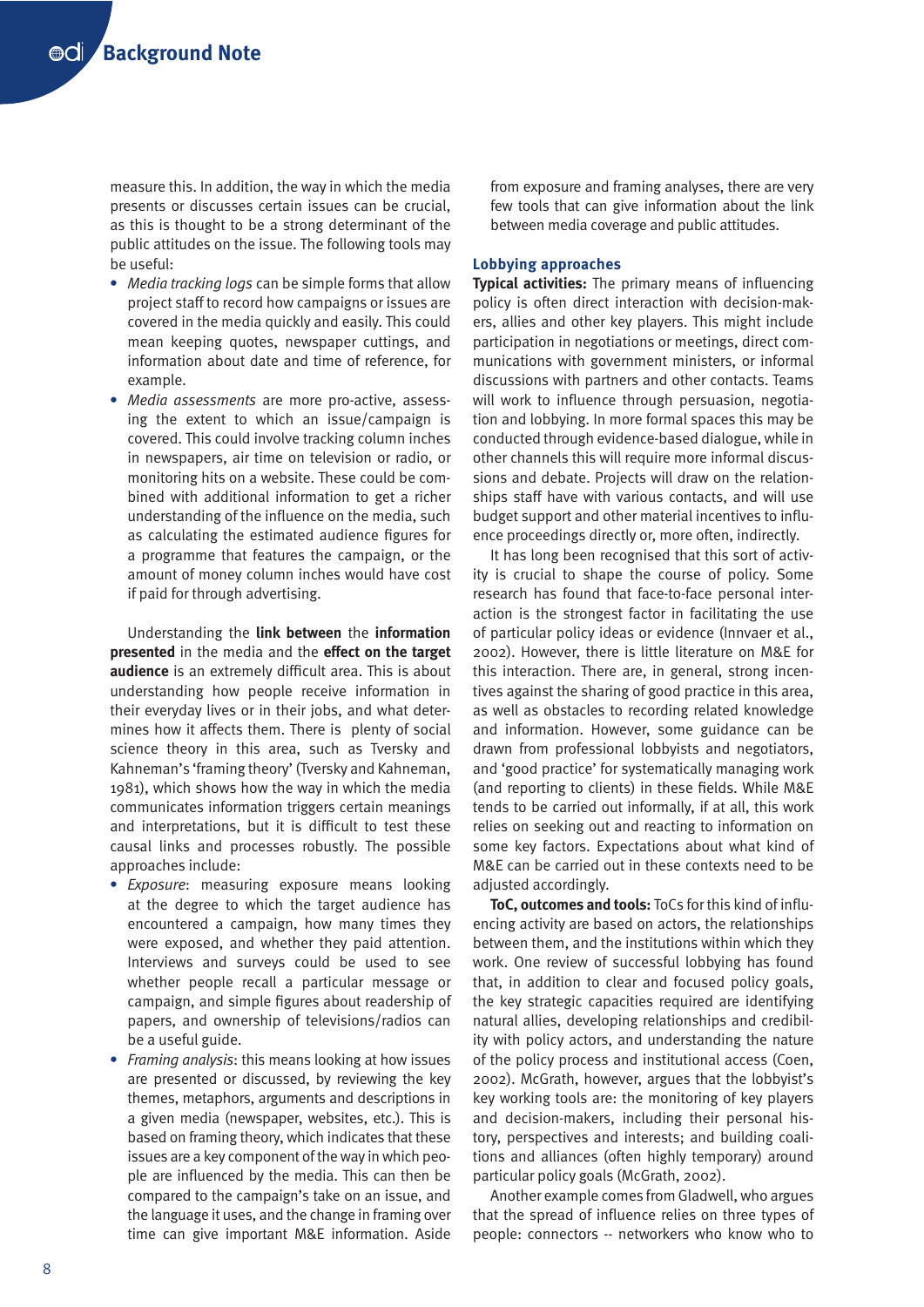measure this. In addition, the way in which the media presents or discusses certain issues can be crucial, as this is thought to be a strong determinant of the public attitudes on the issue. The following tools may be useful:

- *Media tracking logs* can be simple forms that allow project staff to record how campaigns or issues are covered in the media quickly and easily. This could mean keeping quotes, newspaper cuttings, and information about date and time of reference, for example.
- *Media assessments* are more pro-active, assessing the extent to which an issue/campaign is covered. This could involve tracking column inches in newspapers, air time on television or radio, or monitoring hits on a website. These could be combined with additional information to get a richer understanding of the influence on the media, such as calculating the estimated audience figures for a programme that features the campaign, or the amount of money column inches would have cost if paid for through advertising.

Understanding the **link between** the **information presented** in the media and the **effect on the target audience** is an extremely difficult area. This is about understanding how people receive information in their everyday lives or in their jobs, and what determines how it affects them. There is plenty of social science theory in this area, such as Tversky and Kahneman's 'framing theory' (Tversky and Kahneman, 1981), which shows how the way in which the media communicates information triggers certain meanings and interpretations, but it is difficult to test these causal links and processes robustly. The possible approaches include:

- *Exposure*: measuring exposure means looking at the degree to which the target audience has encountered a campaign, how many times they were exposed, and whether they paid attention. Interviews and surveys could be used to see whether people recall a particular message or campaign, and simple figures about readership of papers, and ownership of televisions/radios can be a useful guide.
- *Framing analysis*: this means looking at how issues are presented or discussed, by reviewing the key themes, metaphors, arguments and descriptions in a given media (newspaper, websites, etc.). This is based on framing theory, which indicates that these issues are a key component of the way in which people are influenced by the media. This can then be compared to the campaign's take on an issue, and the language it uses, and the change in framing over time can give important M&E information. Aside from exposure and framing analyses, there are very few tools that can give information about the link between media coverage and public attitudes.

### Lobbying approaches

**Typical activities:** The primary means of influencing policy is often direct interaction with decision-makers, allies and other key players. This might include participation in negotiations or meetings, direct communications with government ministers, or informal discussions with partners and other contacts. Teams will work to influence through persuasion, negotiation and lobbying. In more formal spaces this may be conducted through evidence-based dialogue, while in other channels this will require more informal discussions and debate. Projects will draw on the relationships staff have with various contacts, and will use budget support and other material incentives to influence proceedings directly or, more often, indirectly.

It has long been recognised that this sort of activity is crucial to shape the course of policy. Some research has found that face-to-face personal interaction is the strongest factor in facilitating the use of particular policy ideas or evidence (Innvaer et al., 2002). However, there is little literature on M&E for this interaction. There are, in general, strong incentives against the sharing of good practice in this area, as well as obstacles to recording related knowledge and information. However, some guidance can be drawn from professional lobbyists and negotiators, and 'good practice' for systematically managing work (and reporting to clients) in these fields. While M&E tends to be carried out informally, if at all, this work relies on seeking out and reacting to information on some key factors. Expectations about what kind of M&E can be carried out in these contexts need to be adjusted accordingly.

**ToC, outcomes and tools:** ToCs for this kind of influencing activity are based on actors, the relationships between them, and the institutions within which they work. One review of successful lobbying has found that, in addition to clear and focused policy goals, the key strategic capacities required are identifying natural allies, developing relationships and credibility with policy actors, and understanding the nature of the policy process and institutional access (Coen, 2002). McGrath, however, argues that the lobbyist's key working tools are: the monitoring of key players and decision-makers, including their personal history, perspectives and interests; and building coalitions and alliances (often highly temporary) around particular policy goals (McGrath, 2002).

Another example comes from Gladwell, who argues that the spread of influence relies on three types of people: connectors -- networkers who know who to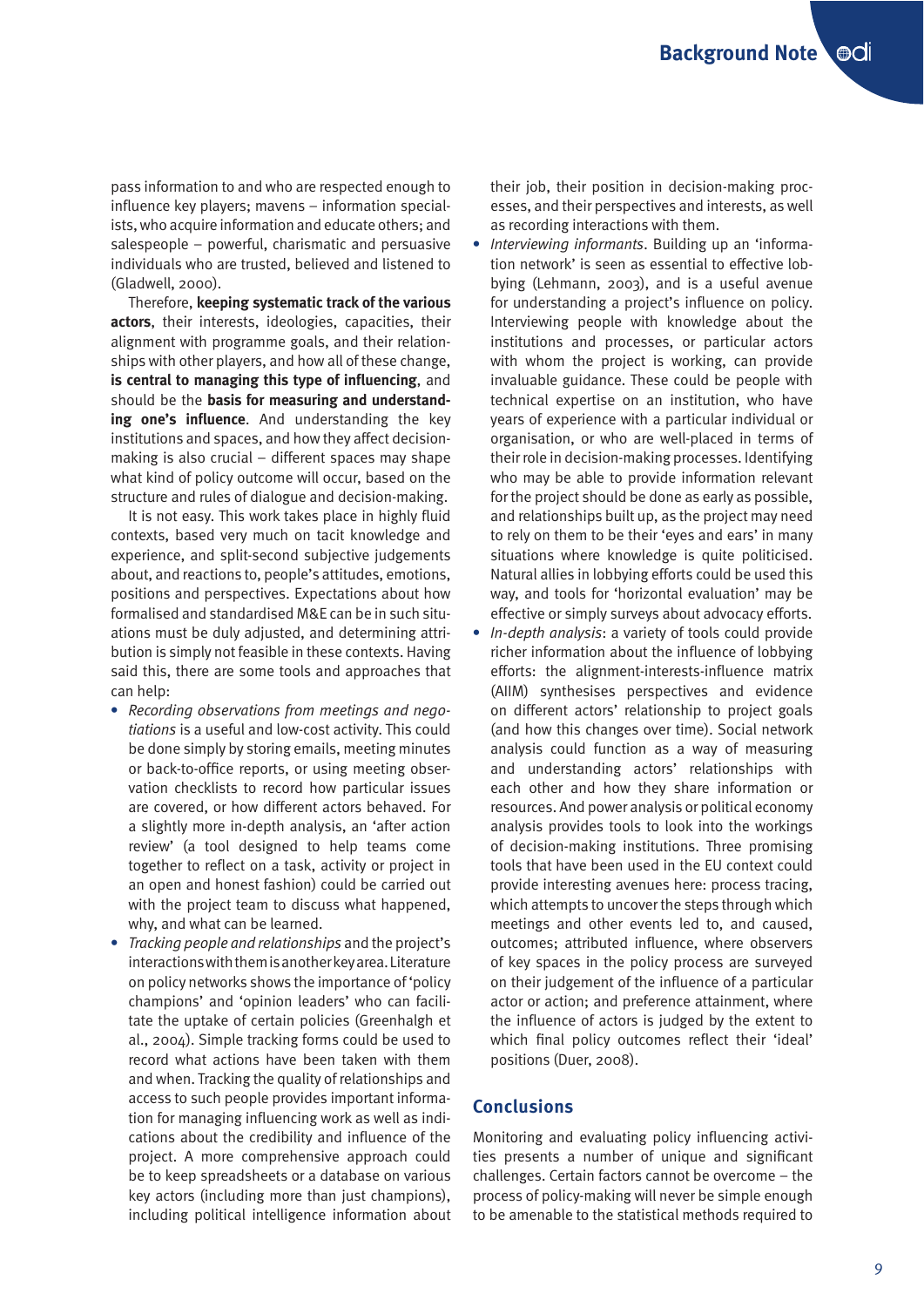pass information to and who are respected enough to influence key players; mavens – information specialists, who acquire information and educate others; and salespeople – powerful, charismatic and persuasive individuals who are trusted, believed and listened to (Gladwell, 2000).

Therefore, **keeping systematic track of the various actors**, their interests, ideologies, capacities, their alignment with programme goals, and their relationships with other players, and how all of these change, **is central to managing this type of influencing**, and should be the **basis for measuring and understanding one's influence**. And understanding the key institutions and spaces, and how they affect decision-making is also crucial – different spaces may shape what kind of policy outcome will occur, based on the structure and rules of dialogue and decision-making.

It is not easy. This work takes place in highly fluid contexts, based very much on tacit knowledge and experience, and split-second subjective judgements about, and reactions to, people's attitudes, emotions, positions and perspectives. Expectations about how formalised and standardised M&E can be in such situations must be duly adjusted, and determining attribution is simply not feasible in these contexts. Having said this, there are some tools and approaches that can help:

- *Recording observations from meetings and negotiations* is a useful and low-cost activity. This could be done simply by storing emails, meeting minutes or back-to-office reports, or using meeting observation checklists to record how particular issues are covered, or how different actors behaved. For a slightly more in-depth analysis, an 'after action review' (a tool designed to help teams come together to reflect on a task, activity or project in an open and honest fashion) could be carried out with the project team to discuss what happened, why, and what can be learned.
- *Tracking people and relationships* and the project's interactions with them is another key area. Literature on policy networks shows the importance of 'policy champions' and 'opinion leaders' who can facilitate the uptake of certain policies (Greenhalgh et al., 2004). Simple tracking forms could be used to record what actions have been taken with them and when. Tracking the quality of relationships and access to such people provides important information for managing influencing work as well as indications about the credibility and influence of the project. A more comprehensive approach could be to keep spreadsheets or a database on various key actors (including more than just champions), including political intelligence information about their job, their position in decision-making processes, and their perspectives and interests, as well as recording interactions with them.
- *Interviewing informants*. Building up an 'information network' is seen as essential to effective lobbying (Lehmann, 2003), and is a useful avenue for understanding a project's influence on policy. Interviewing people with knowledge about the institutions and processes, or particular actors with whom the project is working, can provide invaluable guidance. These could be people with technical expertise on an institution, who have years of experience with a particular individual or organisation, or who are well-placed in terms of their role in decision-making processes. Identifying who may be able to provide information relevant for the project should be done as early as possible, and relationships built up, as the project may need to rely on them to be their 'eyes and ears' in many situations where knowledge is quite politicised. Natural allies in lobbying efforts could be used this way, and tools for 'horizontal evaluation' may be effective or simply surveys about advocacy efforts.
- *In-depth analysis*: a variety of tools could provide richer information about the influence of lobbying efforts: the alignment-interests-influence matrix (AIIM) synthesises perspectives and evidence on different actors' relationship to project goals (and how this changes over time). Social network analysis could function as a way of measuring and understanding actors' relationships with each other and how they share information or resources. And power analysis or political economy analysis provides tools to look into the workings of decision-making institutions. Three promising tools that have been used in the EU context could provide interesting avenues here: process tracing, which attempts to uncover the steps through which meetings and other events led to, and caused, outcomes; attributed influence, where observers of key spaces in the policy process are surveyed on their judgement of the influence of a particular actor or action; and preference attainment, where the influence of actors is judged by the extent to which final policy outcomes reflect their 'ideal' positions (Duer, 2008).

## Conclusions

Monitoring and evaluating policy influencing activities presents a number of unique and significant challenges. Certain factors cannot be overcome – the process of policy-making will never be simple enough to be amenable to the statistical methods required to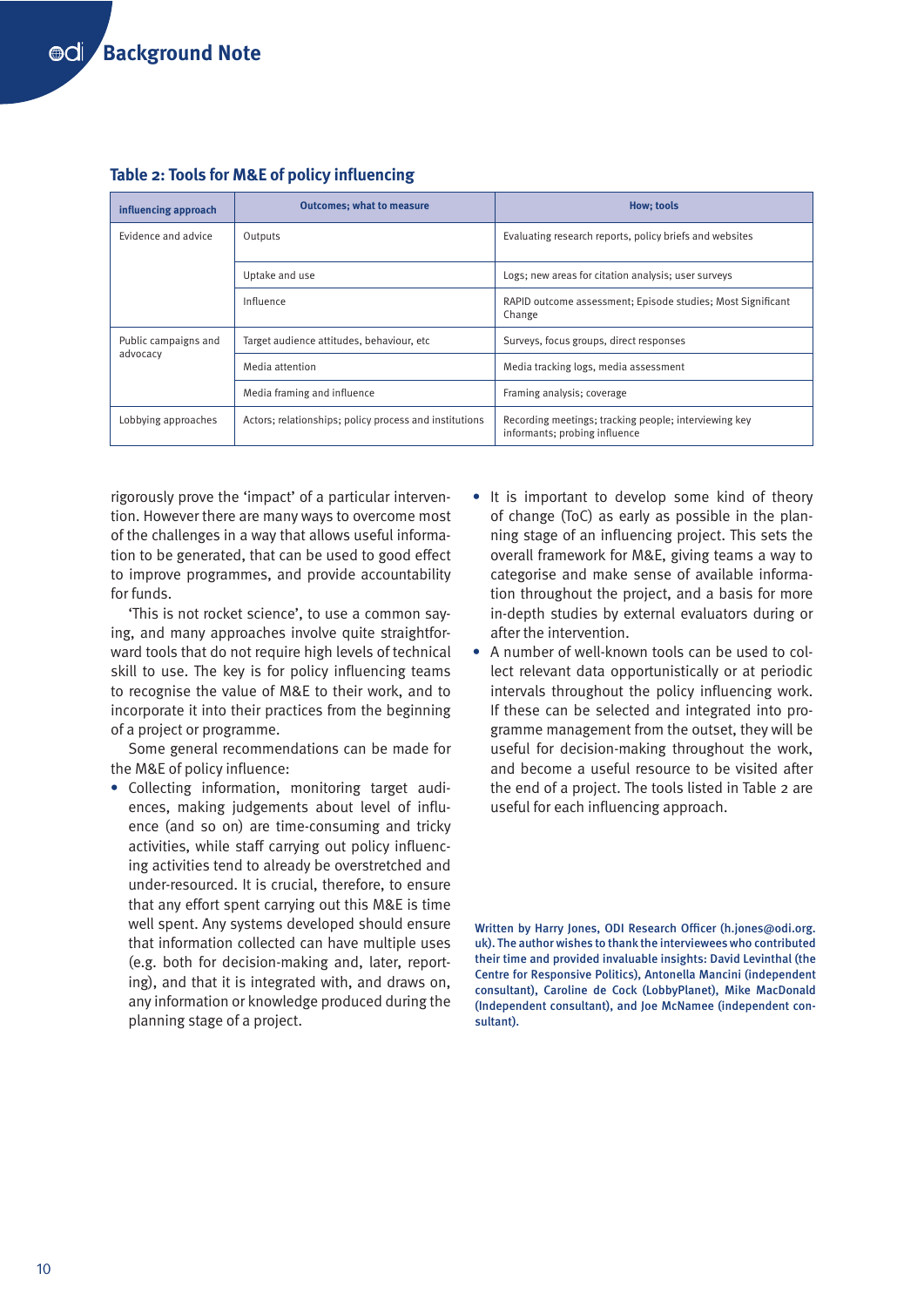**Table 2: Tools for M&E of policy influencing**

| influencing approach | Outcomes; what to measure | How; tools |
|---|---|---|
| Evidence and advice | Outputs | Evaluating research reports, policy briefs and websites |
| | Uptake and use | Logs; new areas for citation analysis; user surveys |
| | Influence | RAPID outcome assessment; Episode studies; Most Significant Change |
| Public campaigns and advocacy | Target audience attitudes, behaviour, etc | Surveys, focus groups, direct responses |
| | Media attention | Media tracking logs, media assessment |
| | Media framing and influence | Framing analysis; coverage |
| Lobbying approaches | Actors; relationships; policy process and institutions | Recording meetings; tracking people; interviewing key informants; probing influence |

rigorously prove the 'impact' of a particular intervention. However there are many ways to overcome most of the challenges in a way that allows useful information to be generated, that can be used to good effect to improve programmes, and provide accountability for funds.

'This is not rocket science', to use a common saying, and many approaches involve quite straightforward tools that do not require high levels of technical skill to use. The key is for policy influencing teams to recognise the value of M&E to their work, and to incorporate it into their practices from the beginning of a project or programme.

Some general recommendations can be made for the M&E of policy influence:

- Collecting information, monitoring target audiences, making judgements about level of influence (and so on) are time-consuming and tricky activities, while staff carrying out policy influencing activities tend to already be overstretched and under-resourced. It is crucial, therefore, to ensure that any effort spent carrying out this M&E is time well spent. Any systems developed should ensure that information collected can have multiple uses (e.g. both for decision-making and, later, reporting), and that it is integrated with, and draws on, any information or knowledge produced during the planning stage of a project.
- It is important to develop some kind of theory of change (ToC) as early as possible in the planning stage of an influencing project. This sets the overall framework for M&E, giving teams a way to categorise and make sense of available information throughout the project, and a basis for more in-depth studies by external evaluators during or after the intervention.
- A number of well-known tools can be used to collect relevant data opportunistically or at periodic intervals throughout the policy influencing work. If these can be selected and integrated into programme management from the outset, they will be useful for decision-making throughout the work, and become a useful resource to be visited after the end of a project. The tools listed in Table 2 are useful for each influencing approach.

Written by Harry Jones, ODI Research Officer (h.jones@odi.org.uk). The author wishes to thank the interviewees who contributed their time and provided invaluable insights: David Levinthal (the Centre for Responsive Politics), Antonella Mancini (independent consultant), Caroline de Cock (LobbyPlanet), Mike MacDonald (Independent consultant), and Joe McNamee (independent consultant).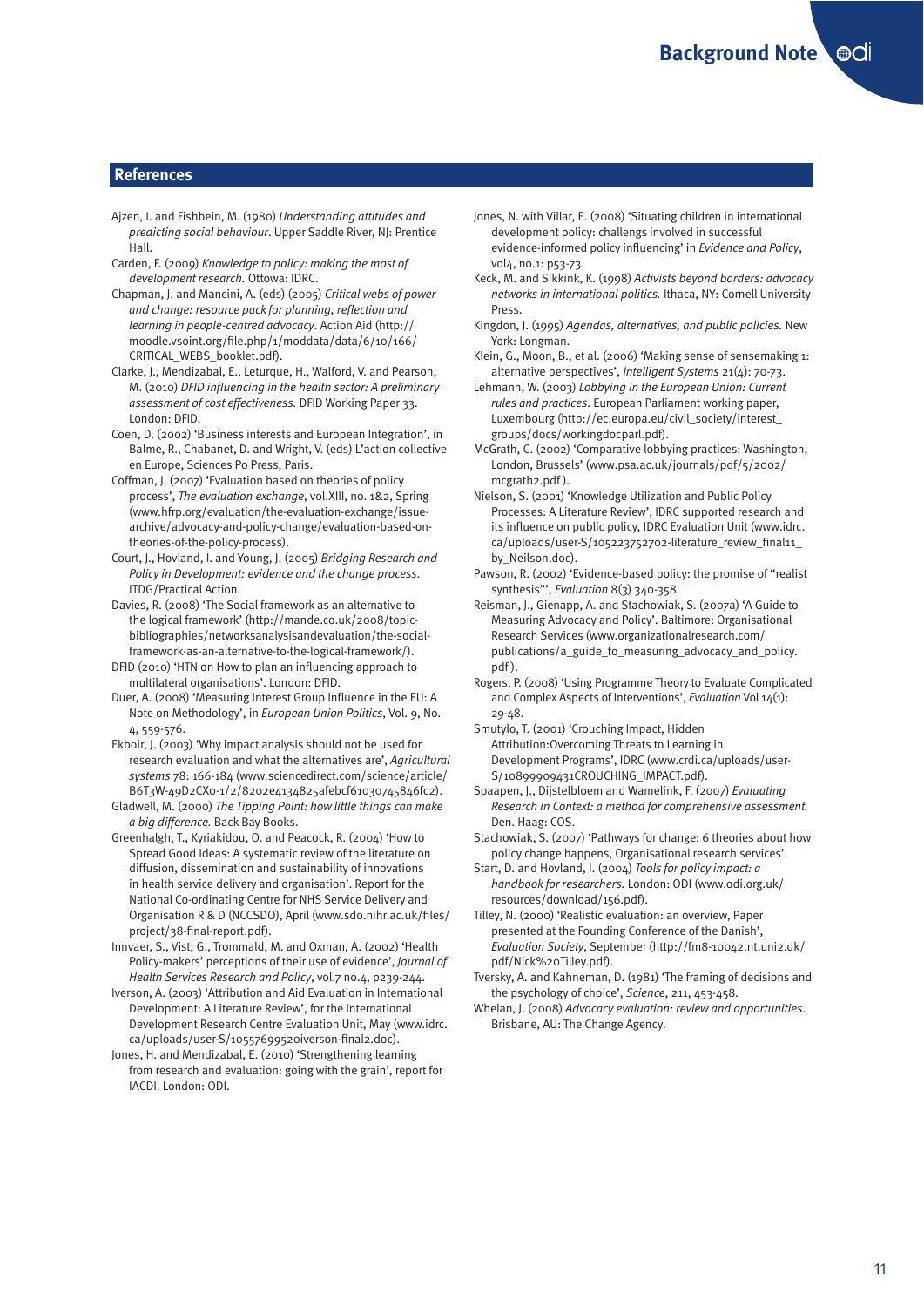## References

Ajzen, I. and Fishbein, M. (1980) *Understanding attitudes and predicting social behaviour*. Upper Saddle River, NJ: Prentice Hall.

Carden, F. (2009) *Knowledge to policy: making the most of development research.* Ottowa: IDRC.

Chapman, J. and Mancini, A. (eds) (2005) *Critical webs of power and change: resource pack for planning, reflection and learning in people-centred advocacy*. Action Aid (http://moodle.vsoint.org/file.php/1/moddata/data/6/10/166/CRITICAL_WEBS_booklet.pdf).

Clarke, J., Mendizabal, E., Leturque, H., Walford, V. and Pearson, M. (2010) *DFID influencing in the health sector: A preliminary assessment of cost effectiveness.* DFID Working Paper 33. London: DFID.

Coen, D. (2002) 'Business interests and European Integration', in Balme, R., Chabanet, D. and Wright, V. (eds) L'action collective en Europe, Sciences Po Press, Paris.

Coffman, J. (2007) 'Evaluation based on theories of policy process', *The evaluation exchange*, vol.XIII, no. 1&2, Spring (www.hfrp.org/evaluation/the-evaluation-exchange/issue-archive/advocacy-and-policy-change/evaluation-based-on-theories-of-the-policy-process).

Court, J., Hovland, I. and Young, J. (2005) *Bridging Research and Policy in Development: evidence and the change process*. ITDG/Practical Action.

Davies, R. (2008) 'The Social framework as an alternative to the logical framework' (http://mande.co.uk/2008/topic-bibliographies/networksanalysisandevaluation/the-social-framework-as-an-alternative-to-the-logical-framework/).

DFID (2010) 'HTN on How to plan an influencing approach to multilateral organisations'. London: DFID.

Duer, A. (2008) 'Measuring Interest Group Influence in the EU: A Note on Methodology', in *European Union Politics*, Vol. 9, No. 4, 559-576.

Ekboir, J. (2003) 'Why impact analysis should not be used for research evaluation and what the alternatives are', *Agricultural systems* 78: 166-184 (www.sciencedirect.com/science/article/B6T3W-49D2CX0-1/2/8202e4134825afebcf61030745846fc2).

Gladwell, M. (2000) *The Tipping Point: how little things can make a big difference.* Back Bay Books.

Greenhalgh, T., Kyriakidou, O. and Peacock, R. (2004) 'How to Spread Good Ideas: A systematic review of the literature on diffusion, dissemination and sustainability of innovations in health service delivery and organisation'. Report for the National Co-ordinating Centre for NHS Service Delivery and Organisation R & D (NCCSDO), April (www.sdo.nihr.ac.uk/files/project/38-final-report.pdf).

Innvaer, S., Vist, G., Trommald, M. and Oxman, A. (2002) 'Health Policy-makers' perceptions of their use of evidence', *Journal of Health Services Research and Policy*, vol.7 no.4, p239-244.

Iverson, A. (2003) 'Attribution and Aid Evaluation in International Development: A Literature Review', for the International Development Research Centre Evaluation Unit, May (www.idrc.ca/uploads/user-S/10557699520iverson-final2.doc).

Jones, H. and Mendizabal, E. (2010) 'Strengthening learning from research and evaluation: going with the grain', report for IACDI. London: ODI.

Jones, N. with Villar, E. (2008) 'Situating children in international development policy: challengs involved in successful evidence-informed policy influencing' in *Evidence and Policy*, vol4, no.1: p53-73.

Keck, M. and Sikkink, K. (1998) *Activists beyond borders: advocacy networks in international politics.* Ithaca, NY: Cornell University Press.

Kingdon, J. (1995) *Agendas, alternatives, and public policies.* New York: Longman.

Klein, G., Moon, B., et al. (2006) 'Making sense of sensemaking 1: alternative perspectives', *Intelligent Systems* 21(4): 70-73.

Lehmann, W. (2003) *Lobbying in the European Union: Current rules and practices*. European Parliament working paper, Luxembourg (http://ec.europa.eu/civil_society/interest_groups/docs/workingdocparl.pdf).

McGrath, C. (2002) 'Comparative lobbying practices: Washington, London, Brussels' (www.psa.ac.uk/journals/pdf/5/2002/mcgrath2.pdf).

Nielson, S. (2001) 'Knowledge Utilization and Public Policy Processes: A Literature Review', IDRC supported research and its influence on public policy, IDRC Evaluation Unit (www.idrc.ca/uploads/user-S/105223752702-literature_review_final11_by_Neilson.doc).

Pawson, R. (2002) 'Evidence-based policy: the promise of "realist synthesis"', *Evaluation* 8(3) 340-358.

Reisman, J., Gienapp, A. and Stachowiak, S. (2007a) 'A Guide to Measuring Advocacy and Policy'. Baltimore: Organisational Research Services (www.organizationalresearch.com/publications/a_guide_to_measuring_advocacy_and_policy.pdf).

Rogers, P. (2008) 'Using Programme Theory to Evaluate Complicated and Complex Aspects of Interventions', *Evaluation* Vol 14(1): 29-48.

Smutylo, T. (2001) 'Crouching Impact, Hidden Attribution:Overcoming Threats to Learning in Development Programs', IDRC (www.crdi.ca/uploads/user-S/10899909431CROUCHING_IMPACT.pdf).

Spaapen, J., Dijstelbloem and Wamelink, F. (2007) *Evaluating Research in Context: a method for comprehensive assessment.* Den. Haag: COS.

Stachowiak, S. (2007) 'Pathways for change: 6 theories about how policy change happens, Organisational research services'.

Start, D. and Hovland, I. (2004) *Tools for policy impact: a handbook for researchers.* London: ODI (www.odi.org.uk/resources/download/156.pdf).

Tilley, N. (2000) 'Realistic evaluation: an overview, Paper presented at the Founding Conference of the Danish', *Evaluation Society*, September (http://fm8-10042.nt.uni2.dk/pdf/Nick%20Tilley.pdf).

Tversky, A. and Kahneman, D. (1981) 'The framing of decisions and the psychology of choice', *Science*, 211, 453-458.

Whelan, J. (2008) *Advocacy evaluation: review and opportunities.* Brisbane, AU: The Change Agency.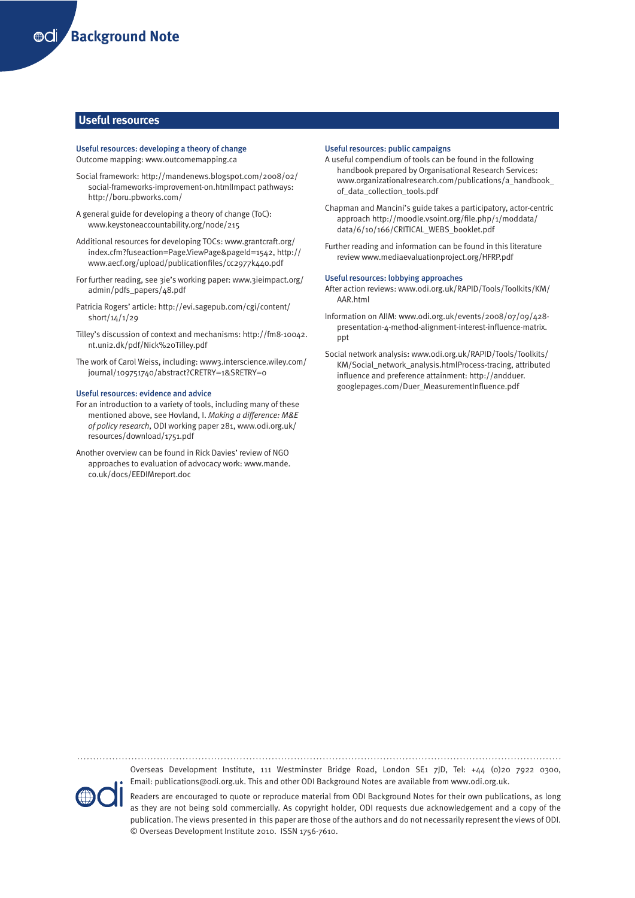## Useful resources

### Useful resources: developing a theory of change

Outcome mapping: www.outcomemapping.ca

Social framework: http://mandenews.blogspot.com/2008/02/social-frameworks-improvement-on.htmlImpact pathways: http://boru.pbworks.com/

A general guide for developing a theory of change (ToC): www.keystoneaccountability.org/node/215

Additional resources for developing TOCs: www.grantcraft.org/index.cfm?fuseaction=Page.ViewPage&pageId=1542, http://www.aecf.org/upload/publicationfiles/cc2977k440.pdf

For further reading, see 3ie's working paper: www.3ieimpact.org/admin/pdfs_papers/48.pdf

Patricia Rogers' article: http://evi.sagepub.com/cgi/content/short/14/1/29

Tilley's discussion of context and mechanisms: http://fm8-10042.nt.uni2.dk/pdf/Nick%20Tilley.pdf

The work of Carol Weiss, including: www3.interscience.wiley.com/journal/109751740/abstract?CRETRY=1&SRETRY=0

### Useful resources: evidence and advice

For an introduction to a variety of tools, including many of these mentioned above, see Hovland, I. *Making a difference: M&E of policy research*, ODI working paper 281, www.odi.org.uk/resources/download/1751.pdf

Another overview can be found in Rick Davies' review of NGO approaches to evaluation of advocacy work: www.mande.co.uk/docs/EEDIMreport.doc

### Useful resources: public campaigns

A useful compendium of tools can be found in the following handbook prepared by Organisational Research Services: www.organizationalresearch.com/publications/a_handbook_of_data_collection_tools.pdf

Chapman and Mancini's guide takes a participatory, actor-centric approach http://moodle.vsoint.org/file.php/1/moddata/data/6/10/166/CRITICAL_WEBS_booklet.pdf

Further reading and information can be found in this literature review www.mediaevaluationproject.org/HFRP.pdf

### Useful resources: lobbying approaches

After action reviews: www.odi.org.uk/RAPID/Tools/Toolkits/KM/AAR.html

Information on AIIM: www.odi.org.uk/events/2008/07/09/428-presentation-4-method-alignment-interest-influence-matrix.ppt

Social network analysis: www.odi.org.uk/RAPID/Tools/Toolkits/KM/Social_network_analysis.htmlProcess-tracing, attributed influence and preference attainment: http://andduer.googlepages.com/Duer_MeasurementInfluence.pdf

---

Overseas Development Institute, 111 Westminster Bridge Road, London SE1 7JD, Tel: +44 (0)20 7922 0300, Email: publications@odi.org.uk. This and other ODI Background Notes are available from www.odi.org.uk.

Readers are encouraged to quote or reproduce material from ODI Background Notes for their own publications, as long as they are not being sold commercially. As copyright holder, ODI requests due acknowledgement and a copy of the publication. The views presented in this paper are those of the authors and do not necessarily represent the views of ODI. © Overseas Development Institute 2010. ISSN 1756-7610.